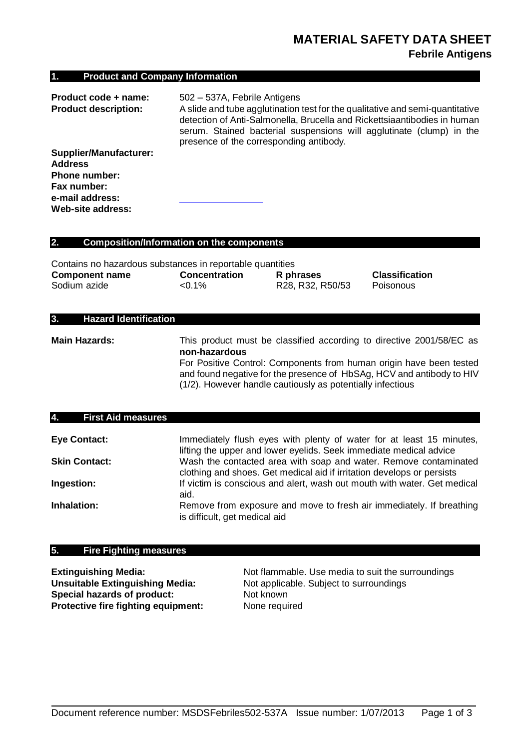# MATERIAL SAFETY DATA SHEET

## Febrile Antigens

### 1. Product and Company Information

**Product code + name:** 502 – 537A, Febrile Antigens

**Product description:** A slide and tube agglutination test for the qualitative and semi-quantitative detection of Anti-Salmonella, Brucella and Rickettsiaantibodies in human serum. Stained bacterial suspensions will agglutinate (clump) in the presence of the corresponding antibody.

**Supplier/Manufacturer:**

**Address**

**Phone number:**

**Fax number:**

**e-mail address:**

**Web-site address:**

### 2. Composition/Information on the components

Contains no hazardous substances in reportable quantities

| Component name | Concentration | R phrases | Classification |
|---|---|---|---|
| Sodium azide | <0.1% | R28, R32, R50/53 | Poisonous |

### 3. Hazard Identification

**Main Hazards:** This product must be classified according to directive 2001/58/EC as **non-hazardous**

For Positive Control: Components from human origin have been tested and found negative for the presence of HbSAg, HCV and antibody to HIV (1/2). However handle cautiously as potentially infectious

### 4. First Aid measures

**Eye Contact:** Immediately flush eyes with plenty of water for at least 15 minutes, lifting the upper and lower eyelids. Seek immediate medical advice

**Skin Contact:** Wash the contacted area with soap and water. Remove contaminated clothing and shoes. Get medical aid if irritation develops or persists

**Ingestion:** If victim is conscious and alert, wash out mouth with water. Get medical aid.

**Inhalation:** Remove from exposure and move to fresh air immediately. If breathing is difficult, get medical aid

### 5. Fire Fighting measures

**Extinguishing Media:** Not flammable. Use media to suit the surroundings

**Unsuitable Extinguishing Media:** Not applicable. Subject to surroundings

**Special hazards of product:** Not known

**Protective fire fighting equipment:** None required

Document reference number: MSDSFebriles502-537A Issue number: 1/07/2013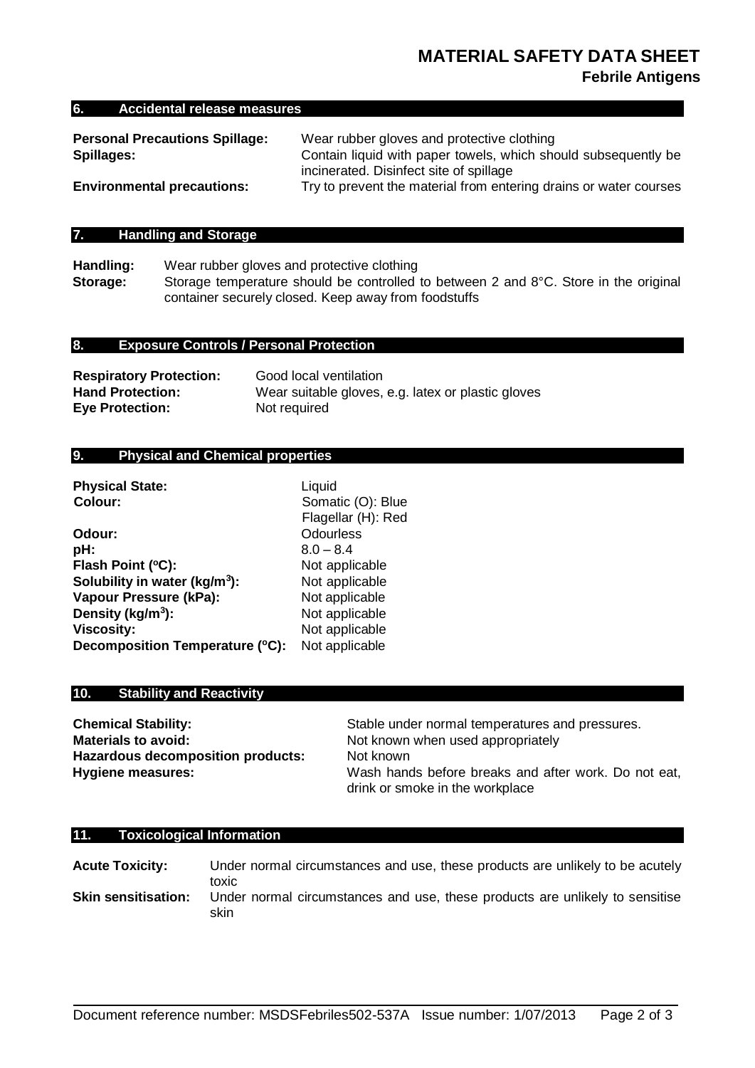## 6. Accidental release measures

**Personal Precautions Spillage:** Wear rubber gloves and protective clothing

**Spillages:** Contain liquid with paper towels, which should subsequently be incinerated. Disinfect site of spillage

**Environmental precautions:** Try to prevent the material from entering drains or water courses

## 7. Handling and Storage

**Handling:** Wear rubber gloves and protective clothing

**Storage:** Storage temperature should be controlled to between 2 and 8°C. Store in the original container securely closed. Keep away from foodstuffs

## 8. Exposure Controls / Personal Protection

**Respiratory Protection:** Good local ventilation

**Hand Protection:** Wear suitable gloves, e.g. latex or plastic gloves

**Eye Protection:** Not required

## 9. Physical and Chemical properties

| | |
|---|---|
| **Physical State:** | Liquid |
| **Colour:** | Somatic (O): Blue<br>Flagellar (H): Red |
| **Odour:** | Odourless |
| **pH:** | 8.0 – 8.4 |
| **Flash Point (°C):** | Not applicable |
| **Solubility in water (kg/m$^3$):** | Not applicable |
| **Vapour Pressure (kPa):** | Not applicable |
| **Density (kg/m$^3$):** | Not applicable |
| **Viscosity:** | Not applicable |
| **Decomposition Temperature (°C):** | Not applicable |

## 10. Stability and Reactivity

**Chemical Stability:** Stable under normal temperatures and pressures.

**Materials to avoid:** Not known when used appropriately

**Hazardous decomposition products:** Not known

**Hygiene measures:** Wash hands before breaks and after work. Do not eat, drink or smoke in the workplace

## 11. Toxicological Information

**Acute Toxicity:** Under normal circumstances and use, these products are unlikely to be acutely toxic

**Skin sensitisation:** Under normal circumstances and use, these products are unlikely to sensitise skin

Document reference number: MSDSFebriles502-537A Issue number: 1/07/2013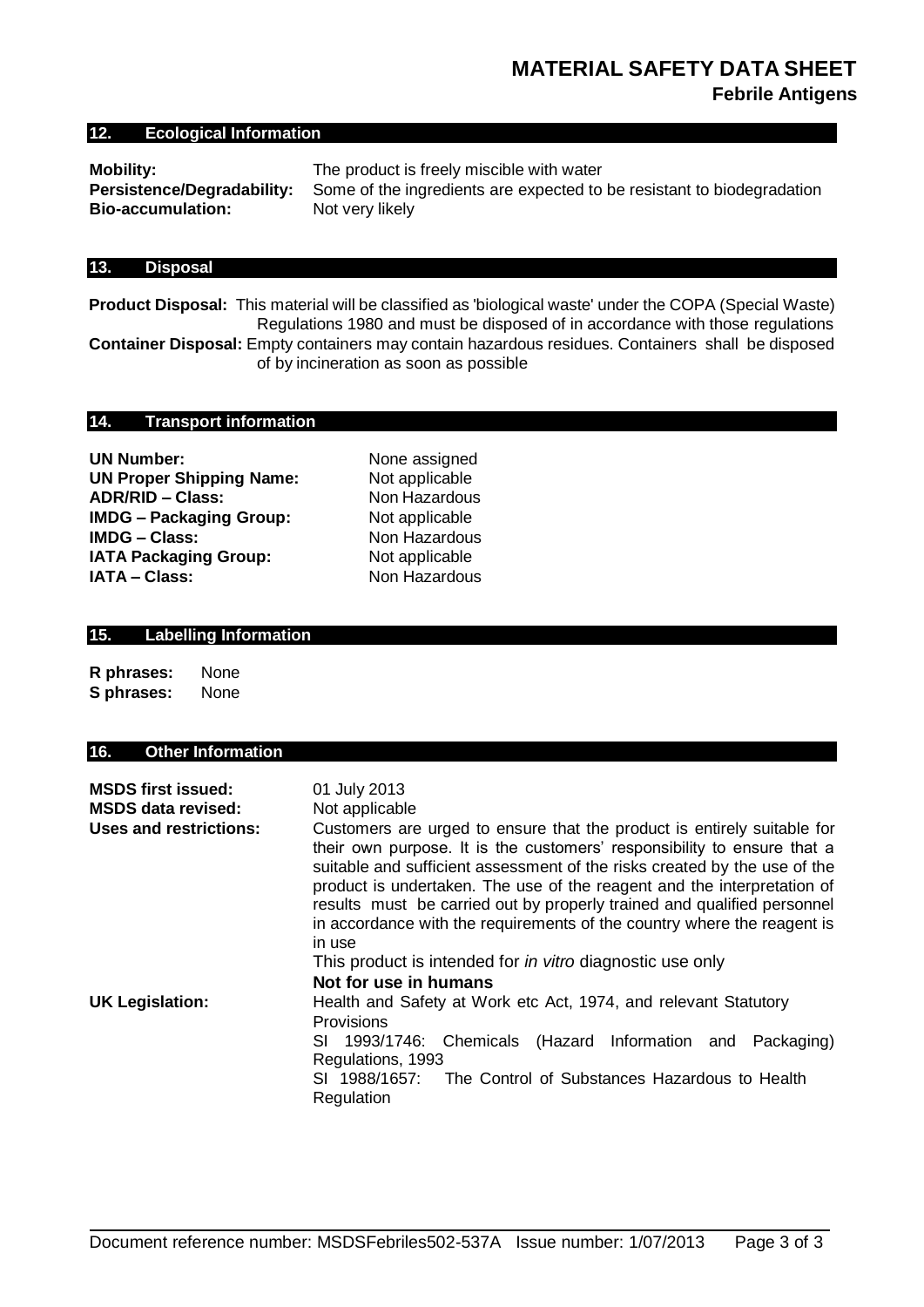## 12. Ecological Information

**Mobility:** The product is freely miscible with water
**Persistence/Degradability:** Some of the ingredients are expected to be resistant to biodegradation
**Bio-accumulation:** Not very likely

## 13. Disposal

**Product Disposal:** This material will be classified as 'biological waste' under the COPA (Special Waste) Regulations 1980 and must be disposed of in accordance with those regulations
**Container Disposal:** Empty containers may contain hazardous residues. Containers shall be disposed of by incineration as soon as possible

## 14. Transport information

| | |
|---|---|
| **UN Number:** | None assigned |
| **UN Proper Shipping Name:** | Not applicable |
| **ADR/RID – Class:** | Non Hazardous |
| **IMDG – Packaging Group:** | Not applicable |
| **IMDG – Class:** | Non Hazardous |
| **IATA Packaging Group:** | Not applicable |
| **IATA – Class:** | Non Hazardous |

## 15. Labelling Information

**R phrases:** None
**S phrases:** None

## 16. Other Information

**MSDS first issued:** 01 July 2013
**MSDS data revised:** Not applicable
**Uses and restrictions:** Customers are urged to ensure that the product is entirely suitable for their own purpose. It is the customers' responsibility to ensure that a suitable and sufficient assessment of the risks created by the use of the product is undertaken. The use of the reagent and the interpretation of results must be carried out by properly trained and qualified personnel in accordance with the requirements of the country where the reagent is in use
This product is intended for *in vitro* diagnostic use only
**Not for use in humans**
**UK Legislation:** Health and Safety at Work etc Act, 1974, and relevant Statutory Provisions
SI 1993/1746: Chemicals (Hazard Information and Packaging) Regulations, 1993
SI 1988/1657: The Control of Substances Hazardous to Health Regulation

Document reference number: MSDSFebriles502-537A Issue number: 1/07/2013